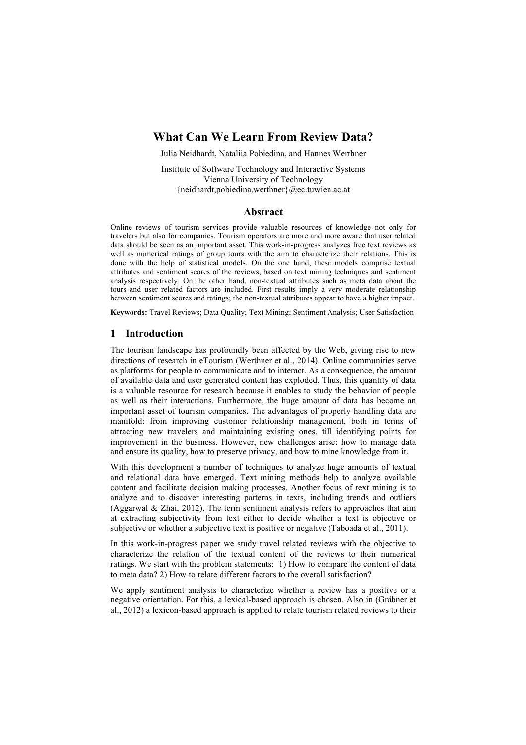# What Can We Learn From Review Data?

Julia Neidhardt, Nataliia Pobiedina, and Hannes Werthner

Institute of Software Technology and Interactive Systems
Vienna University of Technology
{neidhardt,pobiedina,werthner}@ec.tuwien.ac.at

## Abstract

Online reviews of tourism services provide valuable resources of knowledge not only for travelers but also for companies. Tourism operators are more and more aware that user related data should be seen as an important asset. This work-in-progress analyzes free text reviews as well as numerical ratings of group tours with the aim to characterize their relations. This is done with the help of statistical models. On the one hand, these models comprise textual attributes and sentiment scores of the reviews, based on text mining techniques and sentiment analysis respectively. On the other hand, non-textual attributes such as meta data about the tours and user related factors are included. First results imply a very moderate relationship between sentiment scores and ratings; the non-textual attributes appear to have a higher impact.

**Keywords:** Travel Reviews; Data Quality; Text Mining; Sentiment Analysis; User Satisfaction

## 1 Introduction

The tourism landscape has profoundly been affected by the Web, giving rise to new directions of research in eTourism (Werthner et al., 2014). Online communities serve as platforms for people to communicate and to interact. As a consequence, the amount of available data and user generated content has exploded. Thus, this quantity of data is a valuable resource for research because it enables to study the behavior of people as well as their interactions. Furthermore, the huge amount of data has become an important asset of tourism companies. The advantages of properly handling data are manifold: from improving customer relationship management, both in terms of attracting new travelers and maintaining existing ones, till identifying points for improvement in the business. However, new challenges arise: how to manage data and ensure its quality, how to preserve privacy, and how to mine knowledge from it.

With this development a number of techniques to analyze huge amounts of textual and relational data have emerged. Text mining methods help to analyze available content and facilitate decision making processes. Another focus of text mining is to analyze and to discover interesting patterns in texts, including trends and outliers (Aggarwal & Zhai, 2012). The term sentiment analysis refers to approaches that aim at extracting subjectivity from text either to decide whether a text is objective or subjective or whether a subjective text is positive or negative (Taboada et al., 2011).

In this work-in-progress paper we study travel related reviews with the objective to characterize the relation of the textual content of the reviews to their numerical ratings. We start with the problem statements: 1) How to compare the content of data to meta data? 2) How to relate different factors to the overall satisfaction?

We apply sentiment analysis to characterize whether a review has a positive or a negative orientation. For this, a lexical-based approach is chosen. Also in (Gräbner et al., 2012) a lexicon-based approach is applied to relate tourism related reviews to their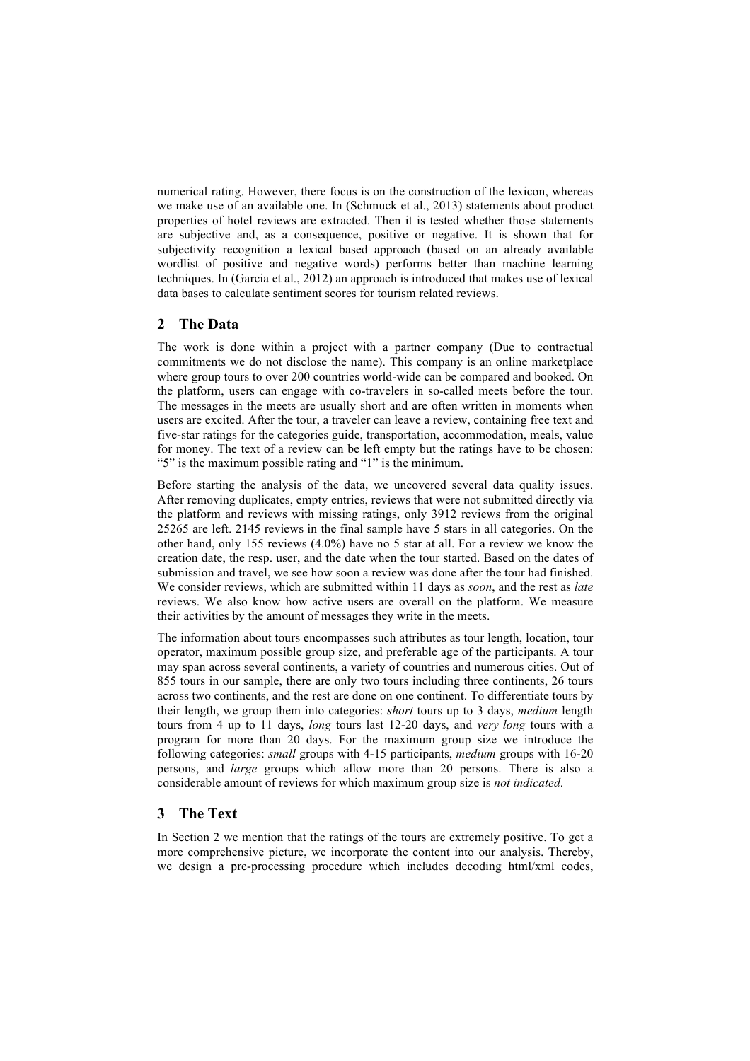numerical rating. However, there focus is on the construction of the lexicon, whereas we make use of an available one. In (Schmuck et al., 2013) statements about product properties of hotel reviews are extracted. Then it is tested whether those statements are subjective and, as a consequence, positive or negative. It is shown that for subjectivity recognition a lexical based approach (based on an already available wordlist of positive and negative words) performs better than machine learning techniques. In (Garcia et al., 2012) an approach is introduced that makes use of lexical data bases to calculate sentiment scores for tourism related reviews.

## 2 The Data

The work is done within a project with a partner company (Due to contractual commitments we do not disclose the name). This company is an online marketplace where group tours to over 200 countries world-wide can be compared and booked. On the platform, users can engage with co-travelers in so-called meets before the tour. The messages in the meets are usually short and are often written in moments when users are excited. After the tour, a traveler can leave a review, containing free text and five-star ratings for the categories guide, transportation, accommodation, meals, value for money. The text of a review can be left empty but the ratings have to be chosen: "5" is the maximum possible rating and "1" is the minimum.

Before starting the analysis of the data, we uncovered several data quality issues. After removing duplicates, empty entries, reviews that were not submitted directly via the platform and reviews with missing ratings, only 3912 reviews from the original 25265 are left. 2145 reviews in the final sample have 5 stars in all categories. On the other hand, only 155 reviews (4.0%) have no 5 star at all. For a review we know the creation date, the resp. user, and the date when the tour started. Based on the dates of submission and travel, we see how soon a review was done after the tour had finished. We consider reviews, which are submitted within 11 days as *soon*, and the rest as *late* reviews. We also know how active users are overall on the platform. We measure their activities by the amount of messages they write in the meets.

The information about tours encompasses such attributes as tour length, location, tour operator, maximum possible group size, and preferable age of the participants. A tour may span across several continents, a variety of countries and numerous cities. Out of 855 tours in our sample, there are only two tours including three continents, 26 tours across two continents, and the rest are done on one continent. To differentiate tours by their length, we group them into categories: *short* tours up to 3 days, *medium* length tours from 4 up to 11 days, *long* tours last 12-20 days, and *very long* tours with a program for more than 20 days. For the maximum group size we introduce the following categories: *small* groups with 4-15 participants, *medium* groups with 16-20 persons, and *large* groups which allow more than 20 persons. There is also a considerable amount of reviews for which maximum group size is *not indicated*.

## 3 The Text

In Section 2 we mention that the ratings of the tours are extremely positive. To get a more comprehensive picture, we incorporate the content into our analysis. Thereby, we design a pre-processing procedure which includes decoding html/xml codes,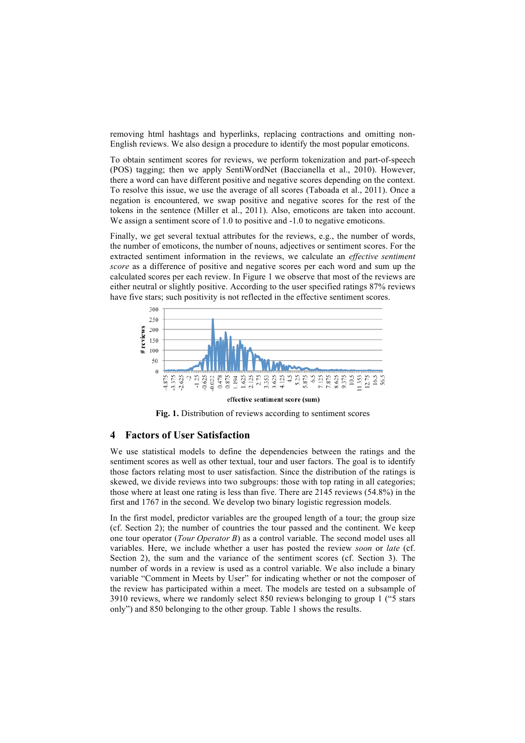removing html hashtags and hyperlinks, replacing contractions and omitting non-English reviews. We also design a procedure to identify the most popular emoticons.

To obtain sentiment scores for reviews, we perform tokenization and part-of-speech (POS) tagging; then we apply SentiWordNet (Baccianella et al., 2010). However, there a word can have different positive and negative scores depending on the context. To resolve this issue, we use the average of all scores (Taboada et al., 2011). Once a negation is encountered, we swap positive and negative scores for the rest of the tokens in the sentence (Miller et al., 2011). Also, emoticons are taken into account. We assign a sentiment score of 1.0 to positive and -1.0 to negative emoticons.

Finally, we get several textual attributes for the reviews, e.g., the number of words, the number of emoticons, the number of nouns, adjectives or sentiment scores. For the extracted sentiment information in the reviews, we calculate an *effective sentiment score* as a difference of positive and negative scores per each word and sum up the calculated scores per each review. In Figure 1 we observe that most of the reviews are either neutral or slightly positive. According to the user specified ratings 87% reviews have five stars; such positivity is not reflected in the effective sentiment scores.

**Fig. 1.** Distribution of reviews according to sentiment scores

## 4 Factors of User Satisfaction

We use statistical models to define the dependencies between the ratings and the sentiment scores as well as other textual, tour and user factors. The goal is to identify those factors relating most to user satisfaction. Since the distribution of the ratings is skewed, we divide reviews into two subgroups: those with top rating in all categories; those where at least one rating is less than five. There are 2145 reviews (54.8%) in the first and 1767 in the second. We develop two binary logistic regression models.

In the first model, predictor variables are the grouped length of a tour; the group size (cf. Section 2); the number of countries the tour passed and the continent. We keep one tour operator (*Tour Operator B*) as a control variable. The second model uses all variables. Here, we include whether a user has posted the review *soon* or *late* (cf. Section 2), the sum and the variance of the sentiment scores (cf. Section 3). The number of words in a review is used as a control variable. We also include a binary variable "Comment in Meets by User" for indicating whether or not the composer of the review has participated within a meet. The models are tested on a subsample of 3910 reviews, where we randomly select 850 reviews belonging to group 1 ("5 stars only") and 850 belonging to the other group. Table 1 shows the results.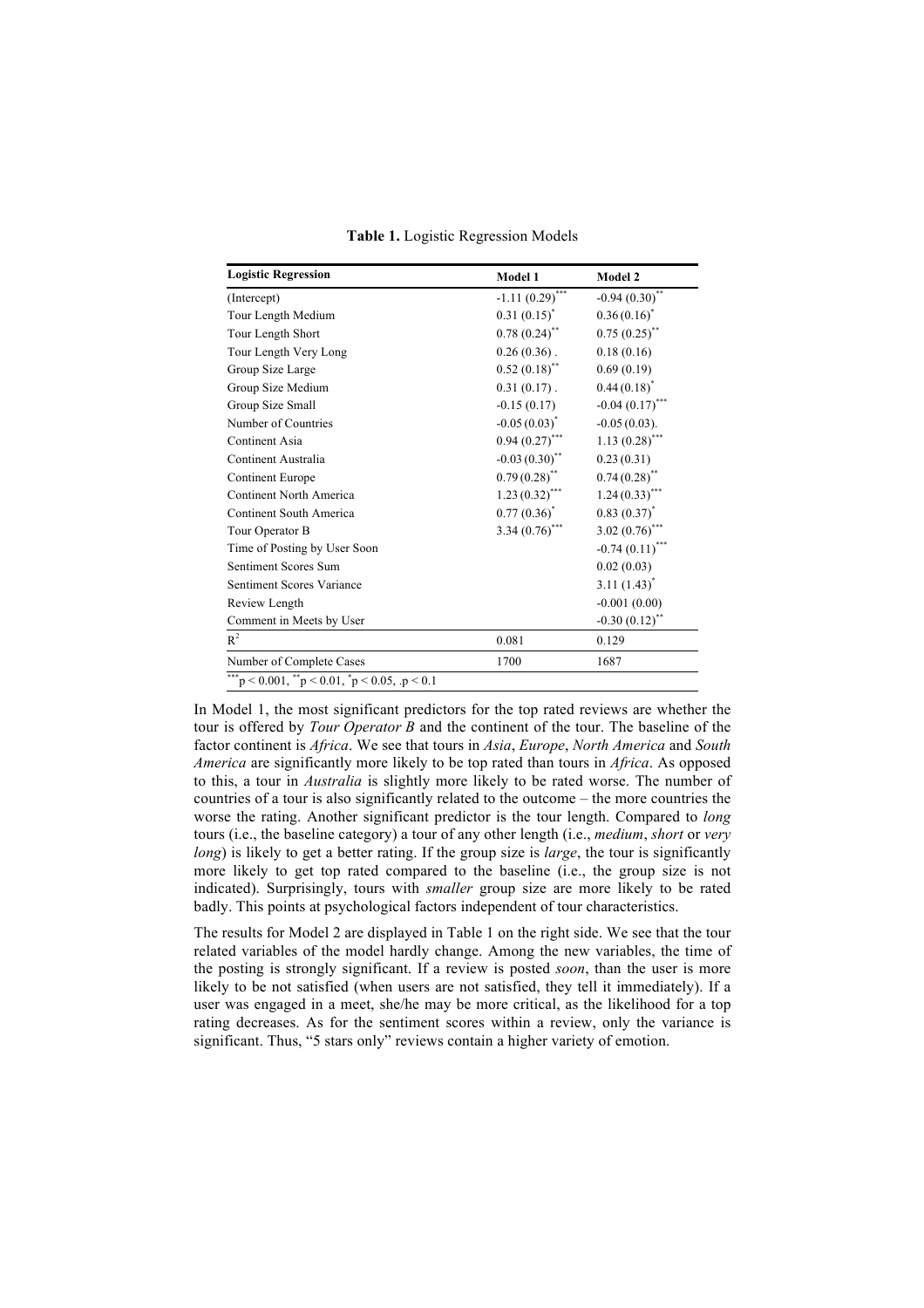**Table 1.** Logistic Regression Models

| Logistic Regression | Model 1 | Model 2 |
|---|---|---|
| (Intercept) | -1.11 (0.29)*** | -0.94 (0.30)** |
| Tour Length Medium | 0.31 (0.15)* | 0.36 (0.16)* |
| Tour Length Short | 0.78 (0.24)** | 0.75 (0.25)** |
| Tour Length Very Long | 0.26 (0.36) . | 0.18 (0.16) |
| Group Size Large | 0.52 (0.18)** | 0.69 (0.19) |
| Group Size Medium | 0.31 (0.17) . | 0.44 (0.18)* |
| Group Size Small | -0.15 (0.17) | -0.04 (0.17)*** |
| Number of Countries | -0.05 (0.03)* | -0.05 (0.03). |
| Continent Asia | 0.94 (0.27)*** | 1.13 (0.28)*** |
| Continent Australia | -0.03 (0.30)** | 0.23 (0.31) |
| Continent Europe | 0.79 (0.28)** | 0.74 (0.28)** |
| Continent North America | 1.23 (0.32)*** | 1.24 (0.33)*** |
| Continent South America | 0.77 (0.36)* | 0.83 (0.37)* |
| Tour Operator B | 3.34 (0.76)*** | 3.02 (0.76)*** |
| Time of Posting by User Soon | | -0.74 (0.11)*** |
| Sentiment Scores Sum | | 0.02 (0.03) |
| Sentiment Scores Variance | | 3.11 (1.43)* |
| Review Length | | -0.001 (0.00) |
| Comment in Meets by User | | -0.30 (0.12)** |
| $R^2$ | 0.081 | 0.129 |
| Number of Complete Cases | 1700 | 1687 |

***$p < 0.001$, **$p < 0.01$, *$p < 0.05$, .$p < 0.1$

In Model 1, the most significant predictors for the top rated reviews are whether the tour is offered by *Tour Operator B* and the continent of the tour. The baseline of the factor continent is *Africa*. We see that tours in *Asia*, *Europe*, *North America* and *South America* are significantly more likely to be top rated than tours in *Africa*. As opposed to this, a tour in *Australia* is slightly more likely to be rated worse. The number of countries of a tour is also significantly related to the outcome – the more countries the worse the rating. Another significant predictor is the tour length. Compared to *long* tours (i.e., the baseline category) a tour of any other length (i.e., *medium*, *short* or *very long*) is likely to get a better rating. If the group size is *large*, the tour is significantly more likely to get top rated compared to the baseline (i.e., the group size is not indicated). Surprisingly, tours with *smaller* group size are more likely to be rated badly. This points at psychological factors independent of tour characteristics.

The results for Model 2 are displayed in Table 1 on the right side. We see that the tour related variables of the model hardly change. Among the new variables, the time of the posting is strongly significant. If a review is posted *soon*, than the user is more likely to be not satisfied (when users are not satisfied, they tell it immediately). If a user was engaged in a meet, she/he may be more critical, as the likelihood for a top rating decreases. As for the sentiment scores within a review, only the variance is significant. Thus, "5 stars only" reviews contain a higher variety of emotion.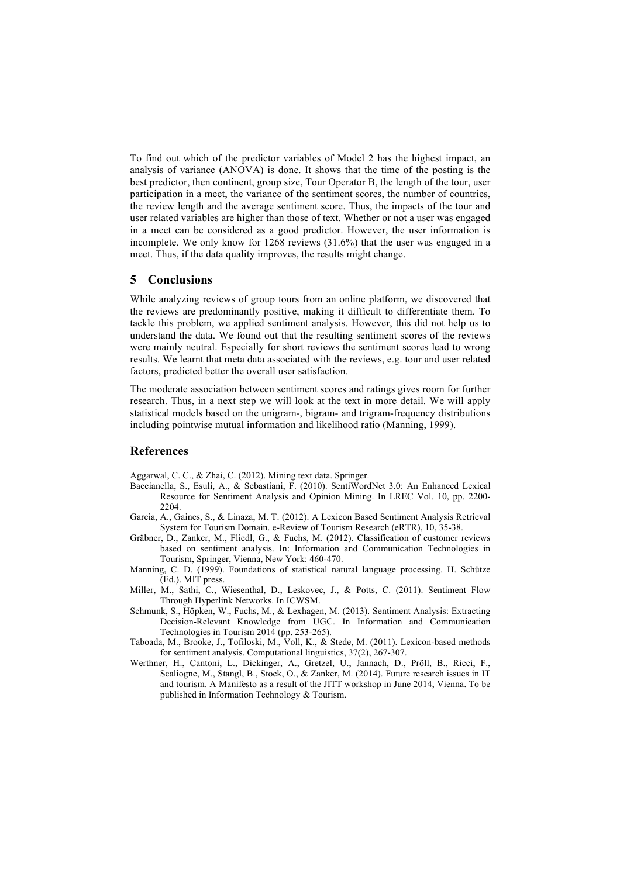To find out which of the predictor variables of Model 2 has the highest impact, an analysis of variance (ANOVA) is done. It shows that the time of the posting is the best predictor, then continent, group size, Tour Operator B, the length of the tour, user participation in a meet, the variance of the sentiment scores, the number of countries, the review length and the average sentiment score. Thus, the impacts of the tour and user related variables are higher than those of text. Whether or not a user was engaged in a meet can be considered as a good predictor. However, the user information is incomplete. We only know for 1268 reviews (31.6%) that the user was engaged in a meet. Thus, if the data quality improves, the results might change.

## 5 Conclusions

While analyzing reviews of group tours from an online platform, we discovered that the reviews are predominantly positive, making it difficult to differentiate them. To tackle this problem, we applied sentiment analysis. However, this did not help us to understand the data. We found out that the resulting sentiment scores of the reviews were mainly neutral. Especially for short reviews the sentiment scores lead to wrong results. We learnt that meta data associated with the reviews, e.g. tour and user related factors, predicted better the overall user satisfaction.

The moderate association between sentiment scores and ratings gives room for further research. Thus, in a next step we will look at the text in more detail. We will apply statistical models based on the unigram-, bigram- and trigram-frequency distributions including pointwise mutual information and likelihood ratio (Manning, 1999).

## References

Aggarwal, C. C., & Zhai, C. (2012). Mining text data. Springer.

Baccianella, S., Esuli, A., & Sebastiani, F. (2010). SentiWordNet 3.0: An Enhanced Lexical Resource for Sentiment Analysis and Opinion Mining. In LREC Vol. 10, pp. 2200-2204.

Garcia, A., Gaines, S., & Linaza, M. T. (2012). A Lexicon Based Sentiment Analysis Retrieval System for Tourism Domain. e-Review of Tourism Research (eRTR), 10, 35-38.

Gräbner, D., Zanker, M., Fliedl, G., & Fuchs, M. (2012). Classification of customer reviews based on sentiment analysis. In: Information and Communication Technologies in Tourism, Springer, Vienna, New York: 460-470.

Manning, C. D. (1999). Foundations of statistical natural language processing. H. Schütze (Ed.). MIT press.

Miller, M., Sathi, C., Wiesenthal, D., Leskovec, J., & Potts, C. (2011). Sentiment Flow Through Hyperlink Networks. In ICWSM.

Schmunk, S., Höpken, W., Fuchs, M., & Lexhagen, M. (2013). Sentiment Analysis: Extracting Decision-Relevant Knowledge from UGC. In Information and Communication Technologies in Tourism 2014 (pp. 253-265).

Taboada, M., Brooke, J., Tofiloski, M., Voll, K., & Stede, M. (2011). Lexicon-based methods for sentiment analysis. Computational linguistics, 37(2), 267-307.

Werthner, H., Cantoni, L., Dickinger, A., Gretzel, U., Jannach, D., Pröll, B., Ricci, F., Scaliogne, M., Stangl, B., Stock, O., & Zanker, M. (2014). Future research issues in IT and tourism. A Manifesto as a result of the JITT workshop in June 2014, Vienna. To be published in Information Technology & Tourism.